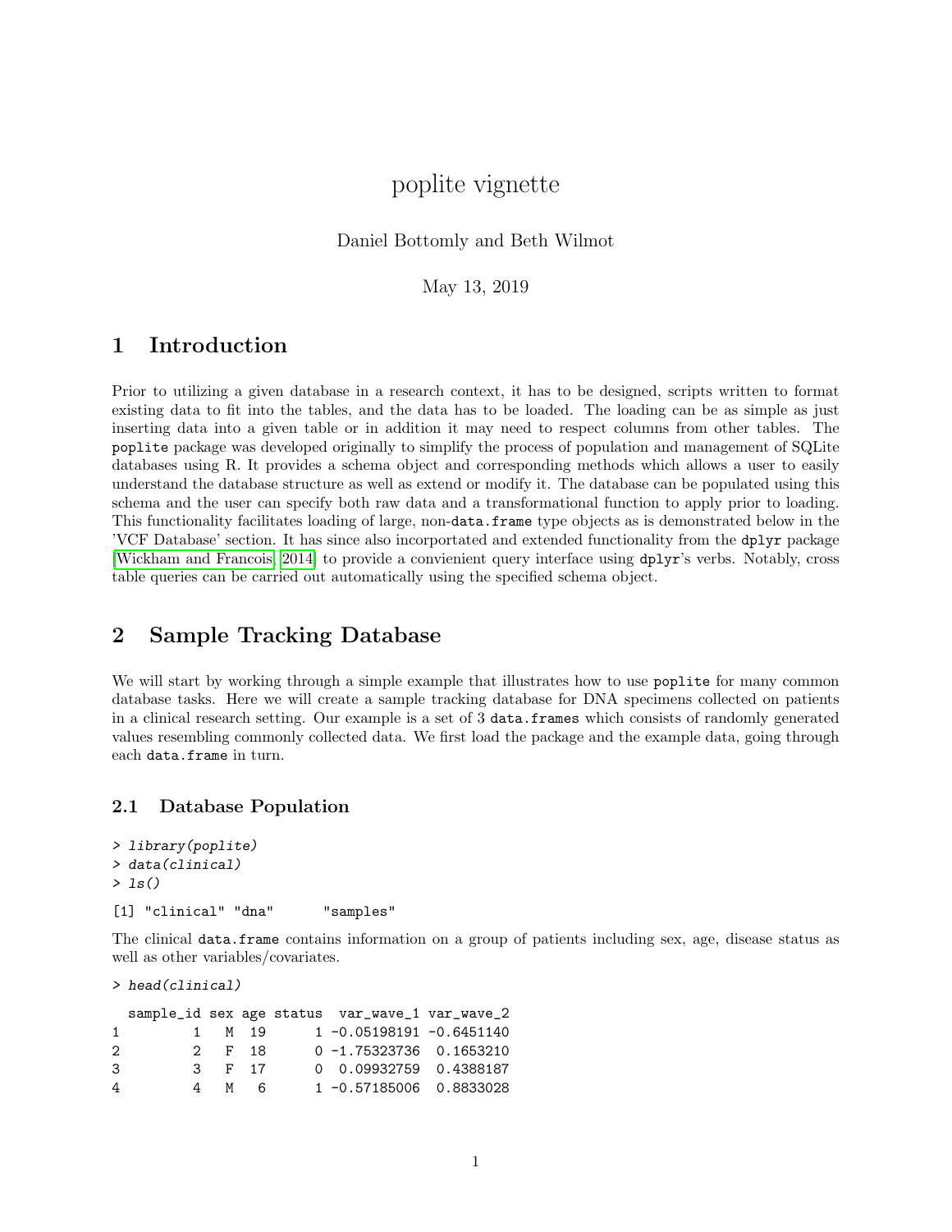# poplite vignette

Daniel Bottomly and Beth Wilmot

May 13, 2019

## 1 Introduction

Prior to utilizing a given database in a research context, it has to be designed, scripts written to format existing data to fit into the tables, and the data has to be loaded. The loading can be as simple as just inserting data into a given table or in addition it may need to respect columns from other tables. The `poplite` package was developed originally to simplify the process of population and management of SQLite databases using R. It provides a schema object and corresponding methods which allows a user to easily understand the database structure as well as extend or modify it. The database can be populated using this schema and the user can specify both raw data and a transformational function to apply prior to loading. This functionality facilitates loading of large, non-`data.frame` type objects as is demonstrated below in the 'VCF Database' section. It has since also incorportated and extended functionality from the `dplyr` package [Wickham and Francois, 2014] to provide a convienient query interface using `dplyr`'s verbs. Notably, cross table queries can be carried out automatically using the specified schema object.

## 2 Sample Tracking Database

We will start by working through a simple example that illustrates how to use `poplite` for many common database tasks. Here we will create a sample tracking database for DNA specimens collected on patients in a clinical research setting. Our example is a set of 3 `data.frames` which consists of randomly generated values resembling commonly collected data. We first load the package and the example data, going through each `data.frame` in turn.

### 2.1 Database Population

```
> library(poplite)
> data(clinical)
> ls()
```

```
[1] "clinical" "dna"      "samples"
```

The clinical `data.frame` contains information on a group of patients including sex, age, disease status as well as other variables/covariates.

```
> head(clinical)
```

```
  sample_id sex age status  var_wave_1 var_wave_2
1         1   M  19      1 -0.05198191 -0.6451140
2         2   F  18      0 -1.75323736  0.1653210
3         3   F  17      0  0.09932759  0.4388187
4         4   M   6      1 -0.57185006  0.8833028
```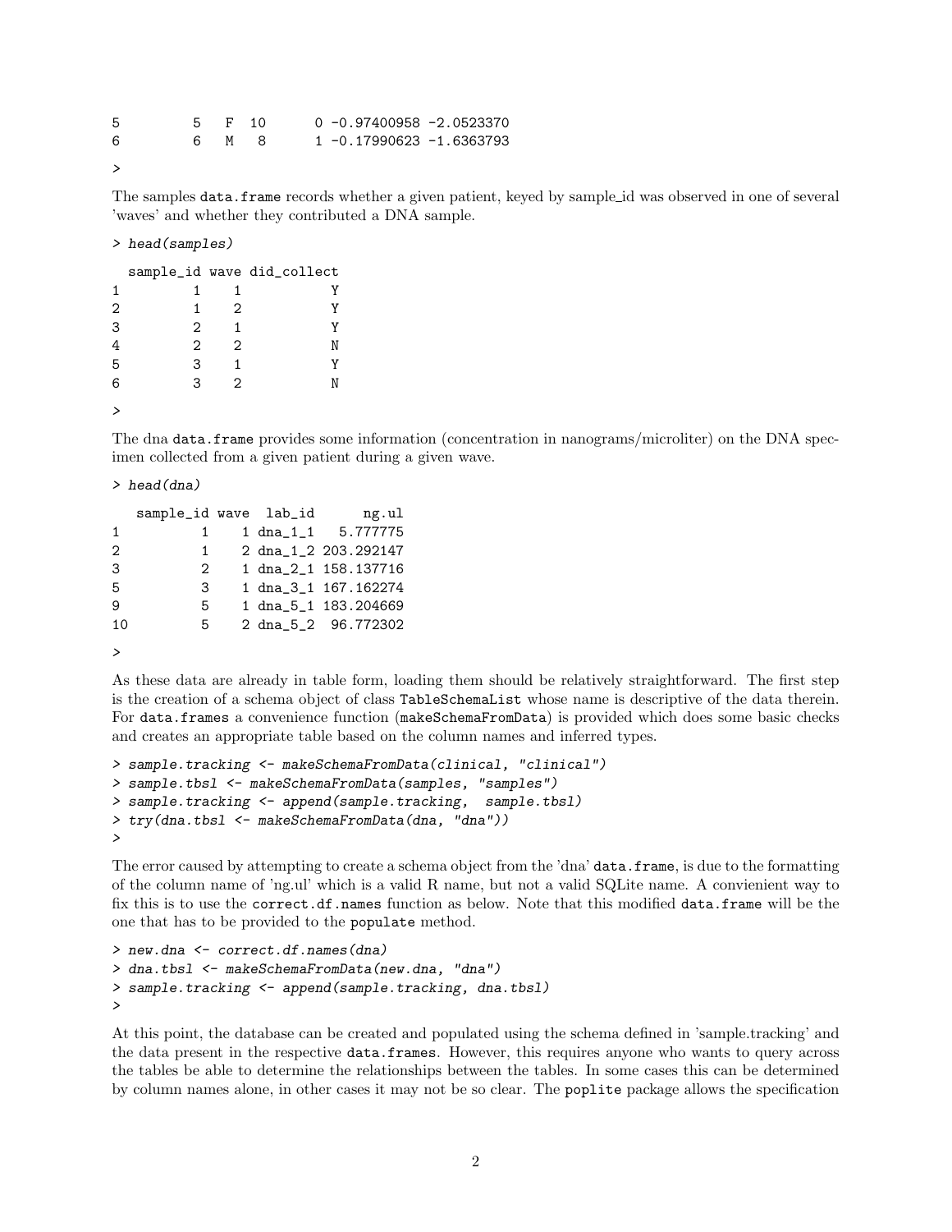```
5          5   F  10       0 -0.97400958 -2.0523370
6          6   M   8       1 -0.17990623 -1.6363793
>
```

The samples `data.frame` records whether a given patient, keyed by sample_id was observed in one of several 'waves' and whether they contributed a DNA sample.

```
> head(samples)

  sample_id wave did_collect
1         1    1           Y
2         1    2           Y
3         2    1           Y
4         2    2           N
5         3    1           Y
6         3    2           N
>
```

The dna `data.frame` provides some information (concentration in nanograms/microliter) on the DNA specimen collected from a given patient during a given wave.

```
> head(dna)

   sample_id wave  lab_id      ng.ul
1          1    1 dna_1_1   5.777775
2          1    2 dna_1_2 203.292147
3          2    1 dna_2_1 158.137716
5          3    1 dna_3_1 167.162274
9          5    1 dna_5_1 183.204669
10         5    2 dna_5_2  96.772302
>
```

As these data are already in table form, loading them should be relatively straightforward. The first step is the creation of a schema object of class `TableSchemaList` whose name is descriptive of the data therein. For `data.frames` a convenience function (`makeSchemaFromData`) is provided which does some basic checks and creates an appropriate table based on the column names and inferred types.

```
> sample.tracking <- makeSchemaFromData(clinical, "clinical")
> sample.tbsl <- makeSchemaFromData(samples, "samples")
> sample.tracking <- append(sample.tracking,  sample.tbsl)
> try(dna.tbsl <- makeSchemaFromData(dna, "dna"))
>
```

The error caused by attempting to create a schema object from the 'dna' `data.frame`, is due to the formatting of the column name of 'ng.ul' which is a valid R name, but not a valid SQLite name. A convienient way to fix this is to use the `correct.df.names` function as below. Note that this modified `data.frame` will be the one that has to be provided to the `populate` method.

```
> new.dna <- correct.df.names(dna)
> dna.tbsl <- makeSchemaFromData(new.dna, "dna")
> sample.tracking <- append(sample.tracking, dna.tbsl)
>
```

At this point, the database can be created and populated using the schema defined in 'sample.tracking' and the data present in the respective `data.frames`. However, this requires anyone who wants to query across the tables be able to determine the relationships between the tables. In some cases this can be determined by column names alone, in other cases it may not be so clear. The `poplite` package allows the specification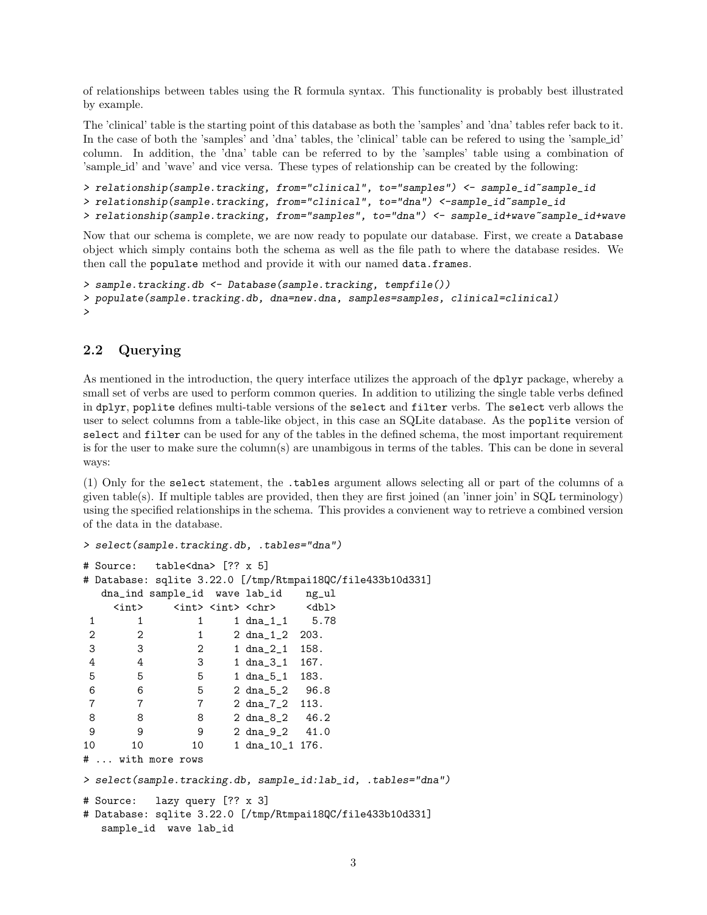of relationships between tables using the R formula syntax. This functionality is probably best illustrated by example.

The 'clinical' table is the starting point of this database as both the 'samples' and 'dna' tables refer back to it. In the case of both the 'samples' and 'dna' tables, the 'clinical' table can be refered to using the 'sample_id' column. In addition, the 'dna' table can be referred to by the 'samples' table using a combination of 'sample_id' and 'wave' and vice versa. These types of relationship can be created by the following:

```
> relationship(sample.tracking, from="clinical", to="samples") <- sample_id~sample_id
> relationship(sample.tracking, from="clinical", to="dna") <-sample_id~sample_id
> relationship(sample.tracking, from="samples", to="dna") <- sample_id+wave~sample_id+wave
```

Now that our schema is complete, we are now ready to populate our database. First, we create a Database object which simply contains both the schema as well as the file path to where the database resides. We then call the populate method and provide it with our named data.frames.

```
> sample.tracking.db <- Database(sample.tracking, tempfile())
> populate(sample.tracking.db, dna=new.dna, samples=samples, clinical=clinical)
>
```

## 2.2 Querying

As mentioned in the introduction, the query interface utilizes the approach of the dplyr package, whereby a small set of verbs are used to perform common queries. In addition to utilizing the single table verbs defined in dplyr, poplite defines multi-table versions of the select and filter verbs. The select verb allows the user to select columns from a table-like object, in this case an SQLite database. As the poplite version of select and filter can be used for any of the tables in the defined schema, the most important requirement is for the user to make sure the column(s) are unambigous in terms of the tables. This can be done in several ways:

(1) Only for the select statement, the .tables argument allows selecting all or part of the columns of a given table(s). If multiple tables are provided, then they are first joined (an 'inner join' in SQL terminology) using the specified relationships in the schema. This provides a convienent way to retrieve a combined version of the data in the database.

```
> select(sample.tracking.db, .tables="dna")

# Source:   table<dna> [?? x 5]
# Database: sqlite 3.22.0 [/tmp/Rtmpai18QC/file433b10d331]
   dna_ind sample_id  wave lab_id    ng_ul
     <int>     <int> <int> <chr>     <dbl>
 1       1         1     1 dna_1_1    5.78
 2       2         1     2 dna_1_2  203.
 3       3         2     1 dna_2_1  158.
 4       4         3     1 dna_3_1  167.
 5       5         5     1 dna_5_1  183.
 6       6         5     2 dna_5_2   96.8
 7       7         7     2 dna_7_2  113.
 8       8         8     2 dna_8_2   46.2
 9       9         9     2 dna_9_2   41.0
10      10        10     1 dna_10_1 176.
# ... with more rows

> select(sample.tracking.db, sample_id:lab_id, .tables="dna")

# Source:   lazy query [?? x 3]
# Database: sqlite 3.22.0 [/tmp/Rtmpai18QC/file433b10d331]
   sample_id  wave lab_id
```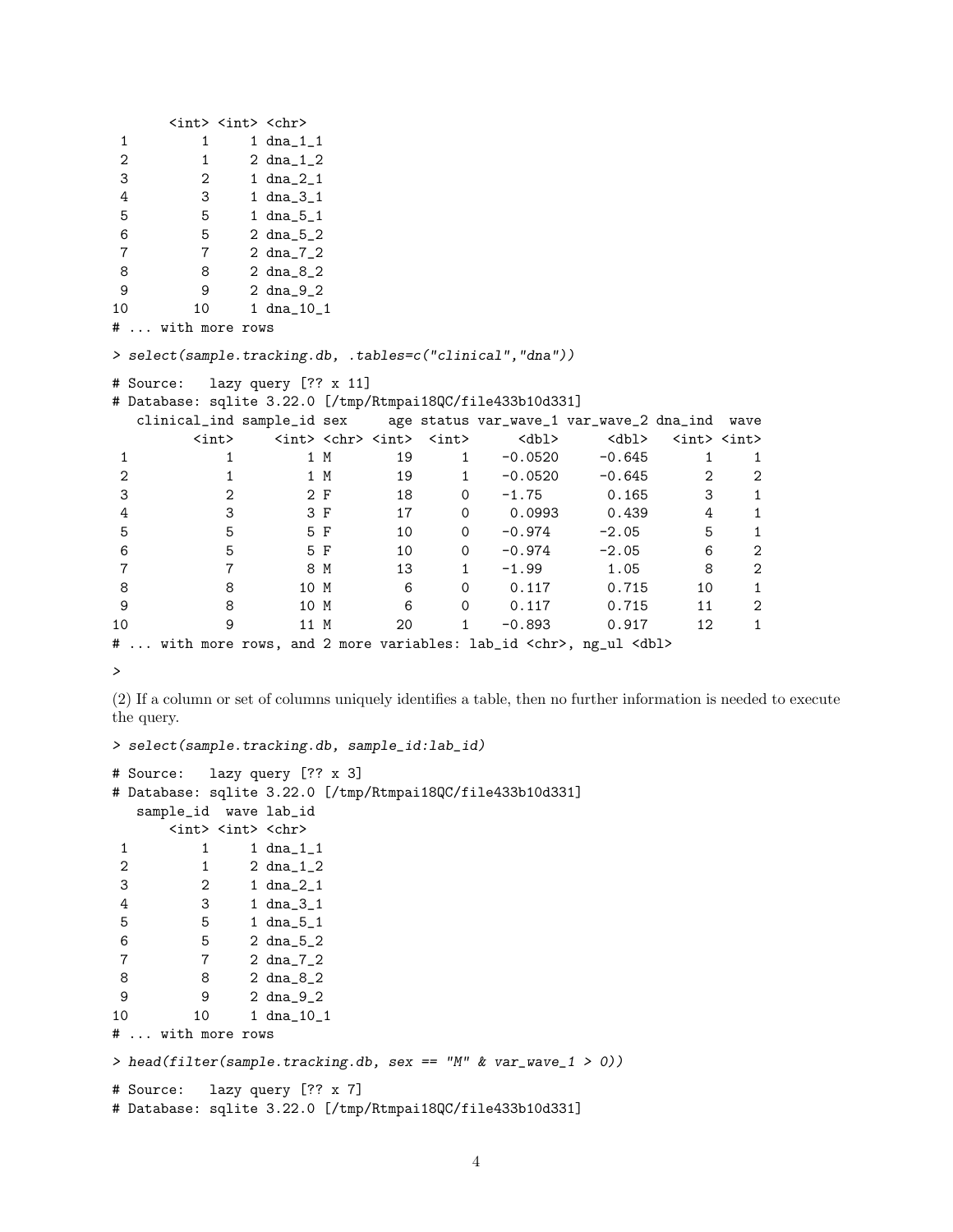```
      <int> <int> <chr>
 1        1     1 dna_1_1
 2        1     2 dna_1_2
 3        2     1 dna_2_1
 4        3     1 dna_3_1
 5        5     1 dna_5_1
 6        5     2 dna_5_2
 7        7     2 dna_7_2
 8        8     2 dna_8_2
 9        9     2 dna_9_2
10       10     1 dna_10_1
# ... with more rows
```

```
> select(sample.tracking.db, .tables=c("clinical","dna"))

# Source:   lazy query [?? x 11]
# Database: sqlite 3.22.0 [/tmp/Rtmpai18QC/file433b10d331]
   clinical_ind sample_id sex     age status var_wave_1 var_wave_2 dna_ind  wave
          <int>     <int> <chr> <int>  <int>      <dbl>      <dbl>   <int> <int>
 1            1         1 M        19      1    -0.0520     -0.645       1     1
 2            1         1 M        19      1    -0.0520     -0.645       2     2
 3            2         2 F        18      0    -1.75        0.165       3     1
 4            3         3 F        17      0     0.0993      0.439       4     1
 5            5         5 F        10      0    -0.974      -2.05        5     1
 6            5         5 F        10      0    -0.974      -2.05        6     2
 7            7         8 M        13      1    -1.99        1.05        8     2
 8            8        10 M         6      0     0.117       0.715      10     1
 9            8        10 M         6      0     0.117       0.715      11     2
10            9        11 M        20      1    -0.893       0.917      12     1
# ... with more rows, and 2 more variables: lab_id <chr>, ng_ul <dbl>

>
```

(2) If a column or set of columns uniquely identifies a table, then no further information is needed to execute the query.

```
> select(sample.tracking.db, sample_id:lab_id)

# Source:   lazy query [?? x 3]
# Database: sqlite 3.22.0 [/tmp/Rtmpai18QC/file433b10d331]
   sample_id  wave lab_id
       <int> <int> <chr>
 1         1     1 dna_1_1
 2         1     2 dna_1_2
 3         2     1 dna_2_1
 4         3     1 dna_3_1
 5         5     1 dna_5_1
 6         5     2 dna_5_2
 7         7     2 dna_7_2
 8         8     2 dna_8_2
 9         9     2 dna_9_2
10        10     1 dna_10_1
# ... with more rows

> head(filter(sample.tracking.db, sex == "M" & var_wave_1 > 0))

# Source:   lazy query [?? x 7]
# Database: sqlite 3.22.0 [/tmp/Rtmpai18QC/file433b10d331]
```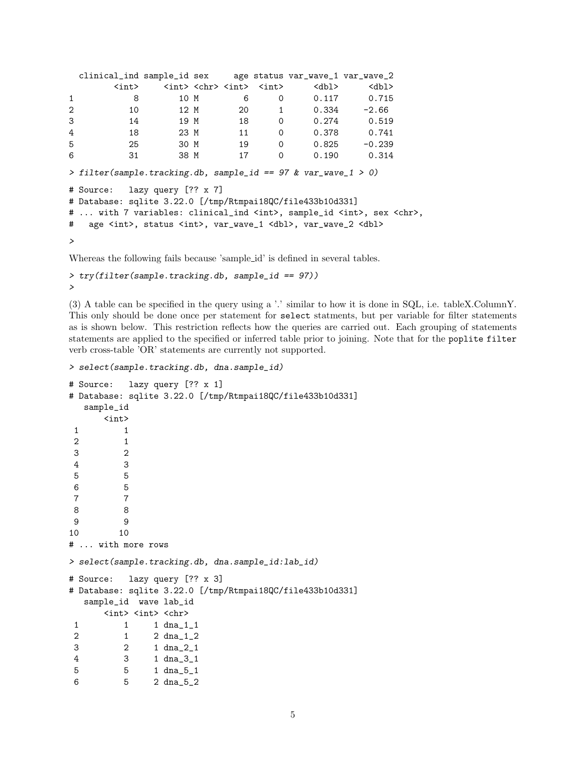```
  clinical_ind sample_id sex     age status var_wave_1 var_wave_2
         <int>     <int> <chr> <int>  <int>      <dbl>      <dbl>
1            8        10 M         6      0      0.117      0.715
2           10        12 M        20      1      0.334     -2.66 
3           14        19 M        18      0      0.274      0.519
4           18        23 M        11      0      0.378      0.741
5           25        30 M        19      0      0.825     -0.239
6           31        38 M        17      0      0.190      0.314
```

```
> filter(sample.tracking.db, sample_id == 97 & var_wave_1 > 0)

# Source:   lazy query [?? x 7]
# Database: sqlite 3.22.0 [/tmp/Rtmpai18QC/file433b10d331]
# ... with 7 variables: clinical_ind <int>, sample_id <int>, sex <chr>,
#   age <int>, status <int>, var_wave_1 <dbl>, var_wave_2 <dbl>

>
```

Whereas the following fails because 'sample_id' is defined in several tables.

```
> try(filter(sample.tracking.db, sample_id == 97))
>
```

(3) A table can be specified in the query using a '.' similar to how it is done in SQL, i.e. tableX.ColumnY. This only should be done once per statement for `select` statments, but per variable for filter statements as is shown below. This restriction reflects how the queries are carried out. Each grouping of statements statements are applied to the specified or inferred table prior to joining. Note that for the `poplite` `filter` verb cross-table 'OR' statements are currently not supported.

```
> select(sample.tracking.db, dna.sample_id)

# Source:   lazy query [?? x 1]
# Database: sqlite 3.22.0 [/tmp/Rtmpai18QC/file433b10d331]
   sample_id
       <int>
 1         1
 2         1
 3         2
 4         3
 5         5
 6         5
 7         7
 8         8
 9         9
10        10
# ... with more rows

> select(sample.tracking.db, dna.sample_id:lab_id)

# Source:   lazy query [?? x 3]
# Database: sqlite 3.22.0 [/tmp/Rtmpai18QC/file433b10d331]
   sample_id  wave lab_id 
       <int> <int> <chr>  
 1         1     1 dna_1_1
 2         1     2 dna_1_2
 3         2     1 dna_2_1
 4         3     1 dna_3_1
 5         5     1 dna_5_1
 6         5     2 dna_5_2
```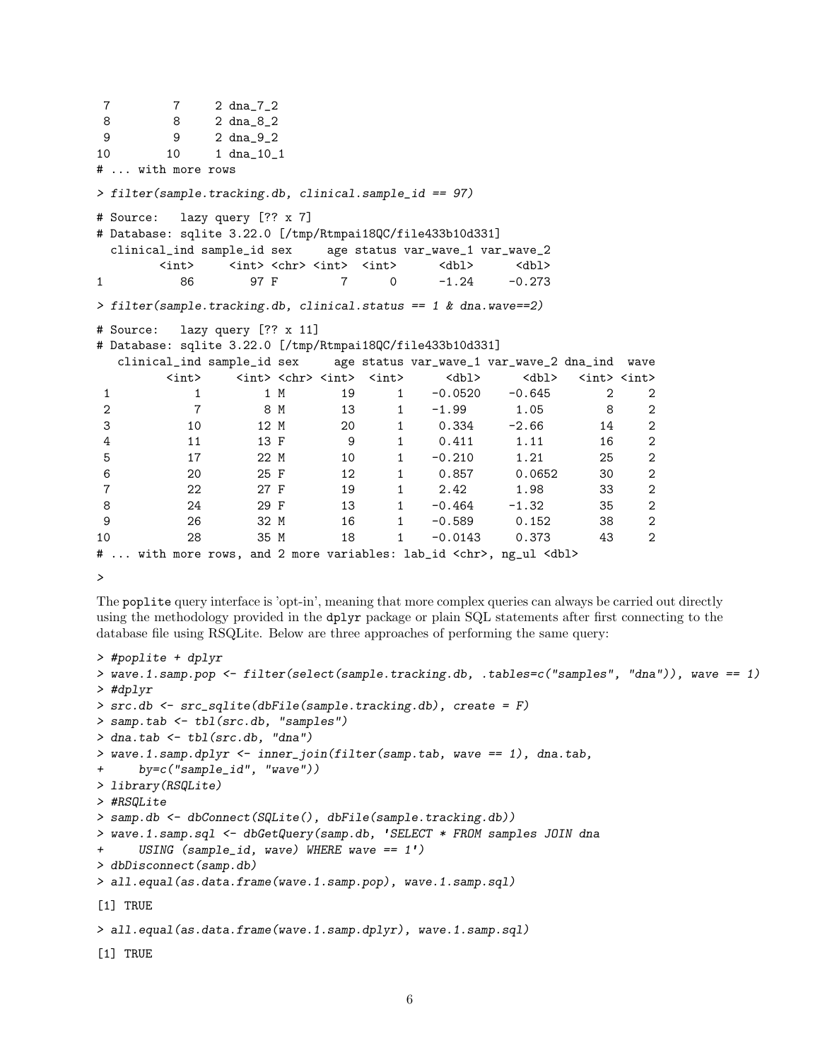```
 7         7     2 dna_7_2
 8         8     2 dna_8_2
 9         9     2 dna_9_2
10        10     1 dna_10_1
# ... with more rows
```

```
> filter(sample.tracking.db, clinical.sample_id == 97)
```

```
# Source:   lazy query [?? x 7]
# Database: sqlite 3.22.0 [/tmp/Rtmpai18QC/file433b10d331]
  clinical_ind sample_id sex     age status var_wave_1 var_wave_2
         <int>     <int> <chr> <int>  <int>      <dbl>      <dbl>
1           86        97 F         7      0      -1.24     -0.273
```

```
> filter(sample.tracking.db, clinical.status == 1 & dna.wave==2)
```

```
# Source:   lazy query [?? x 11]
# Database: sqlite 3.22.0 [/tmp/Rtmpai18QC/file433b10d331]
   clinical_ind sample_id sex     age status var_wave_1 var_wave_2 dna_ind  wave
          <int>     <int> <chr> <int>  <int>      <dbl>      <dbl>   <int> <int>
 1            1         1 M        19      1    -0.0520    -0.645        2     2
 2            7         8 M        13      1    -1.99       1.05         8     2
 3           10        12 M        20      1     0.334     -2.66        14     2
 4           11        13 F         9      1     0.411      1.11        16     2
 5           17        22 M        10      1    -0.210      1.21        25     2
 6           20        25 F        12      1     0.857      0.0652      30     2
 7           22        27 F        19      1     2.42       1.98        33     2
 8           24        29 F        13      1    -0.464     -1.32        35     2
 9           26        32 M        16      1    -0.589      0.152       38     2
10           28        35 M        18      1    -0.0143     0.373       43     2
# ... with more rows, and 2 more variables: lab_id <chr>, ng_ul <dbl>
```

```
>
```

The poplite query interface is 'opt-in', meaning that more complex queries can always be carried out directly using the methodology provided in the dplyr package or plain SQL statements after first connecting to the database file using RSQLite. Below are three approaches of performing the same query:

```
> #poplite + dplyr
> wave.1.samp.pop <- filter(select(sample.tracking.db, .tables=c("samples", "dna")), wave == 1)
> #dplyr
> src.db <- src_sqlite(dbFile(sample.tracking.db), create = F)
> samp.tab <- tbl(src.db, "samples")
> dna.tab <- tbl(src.db, "dna")
> wave.1.samp.dplyr <- inner_join(filter(samp.tab, wave == 1), dna.tab,
+     by=c("sample_id", "wave"))
> library(RSQLite)
> #RSQLite
> samp.db <- dbConnect(SQLite(), dbFile(sample.tracking.db))
> wave.1.samp.sql <- dbGetQuery(samp.db, 'SELECT * FROM samples JOIN dna
+     USING (sample_id, wave) WHERE wave == 1')
> dbDisconnect(samp.db)
> all.equal(as.data.frame(wave.1.samp.pop), wave.1.samp.sql)
```

```
[1] TRUE
```

```
> all.equal(as.data.frame(wave.1.samp.dplyr), wave.1.samp.sql)
```

```
[1] TRUE
```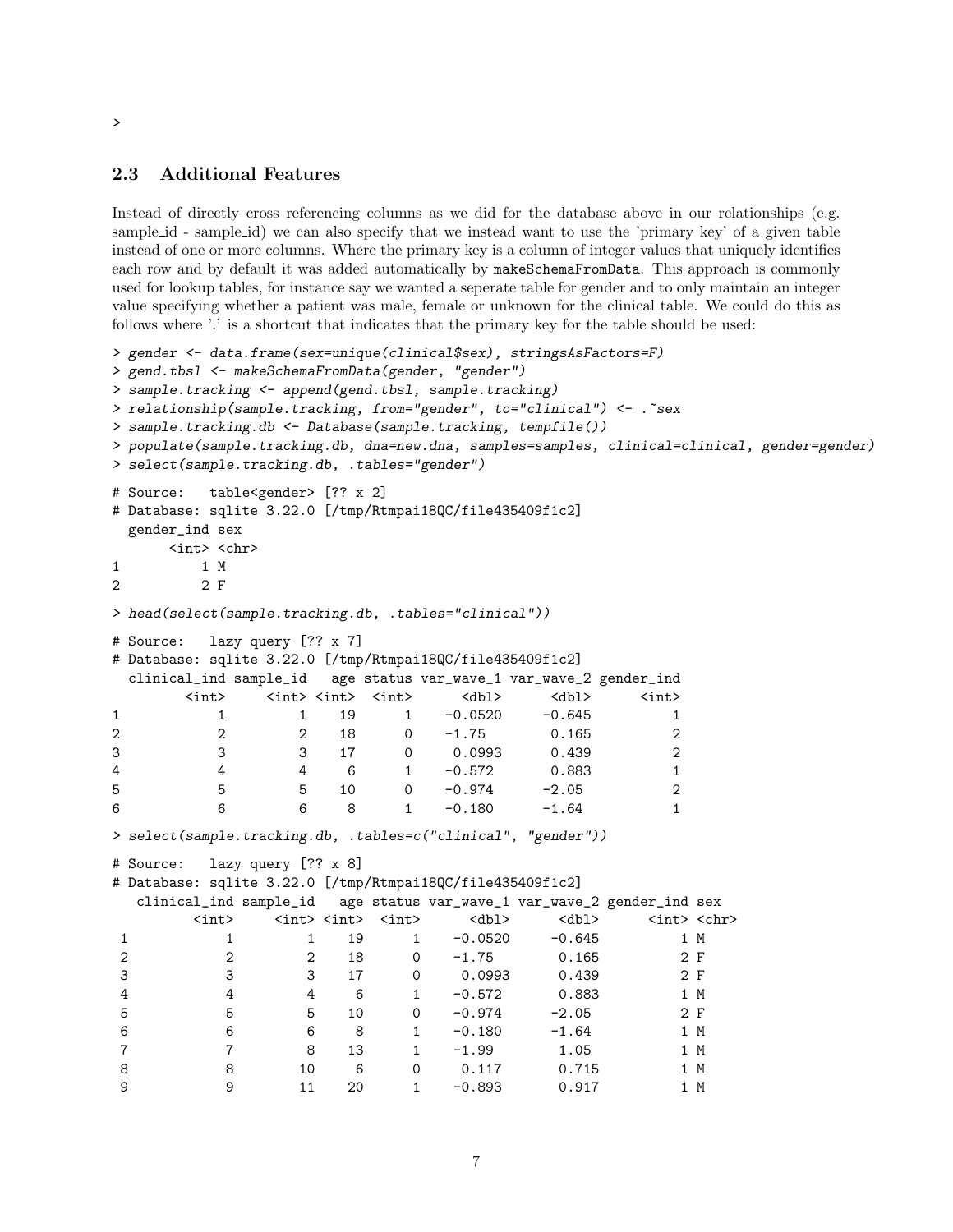```
>
```

## 2.3 Additional Features

Instead of directly cross referencing columns as we did for the database above in our relationships (e.g. sample_id - sample_id) we can also specify that we instead want to use the 'primary key' of a given table instead of one or more columns. Where the primary key is a column of integer values that uniquely identifies each row and by default it was added automatically by `makeSchemaFromData`. This approach is commonly used for lookup tables, for instance say we wanted a seperate table for gender and to only maintain an integer value specifying whether a patient was male, female or unknown for the clinical table. We could do this as follows where '.' is a shortcut that indicates that the primary key for the table should be used:

```
> gender <- data.frame(sex=unique(clinical$sex), stringsAsFactors=F)
> gend.tbsl <- makeSchemaFromData(gender, "gender")
> sample.tracking <- append(gend.tbsl, sample.tracking)
> relationship(sample.tracking, from="gender", to="clinical") <- .~sex
> sample.tracking.db <- Database(sample.tracking, tempfile())
> populate(sample.tracking.db, dna=new.dna, samples=samples, clinical=clinical, gender=gender)
> select(sample.tracking.db, .tables="gender")

# Source:   table<gender> [?? x 2]
# Database: sqlite 3.22.0 [/tmp/Rtmpai18QC/file435409f1c2]
  gender_ind sex
       <int> <chr>
1          1 M
2          2 F

> head(select(sample.tracking.db, .tables="clinical"))

# Source:   lazy query [?? x 7]
# Database: sqlite 3.22.0 [/tmp/Rtmpai18QC/file435409f1c2]
  clinical_ind sample_id   age status var_wave_1 var_wave_2 gender_ind
         <int>     <int> <int>  <int>      <dbl>      <dbl>      <int>
1            1         1    19      1    -0.0520     -0.645          1
2            2         2    18      0    -1.75        0.165          2
3            3         3    17      0     0.0993      0.439          2
4            4         4     6      1    -0.572       0.883          1
5            5         5    10      0    -0.974      -2.05           2
6            6         6     8      1    -0.180      -1.64           1

> select(sample.tracking.db, .tables=c("clinical", "gender"))

# Source:   lazy query [?? x 8]
# Database: sqlite 3.22.0 [/tmp/Rtmpai18QC/file435409f1c2]
   clinical_ind sample_id   age status var_wave_1 var_wave_2 gender_ind sex
          <int>     <int> <int>  <int>      <dbl>      <dbl>      <int> <chr>
 1            1         1    19      1    -0.0520     -0.645          1 M
 2            2         2    18      0    -1.75        0.165          2 F
 3            3         3    17      0     0.0993      0.439          2 F
 4            4         4     6      1    -0.572       0.883          1 M
 5            5         5    10      0    -0.974      -2.05           2 F
 6            6         6     8      1    -0.180      -1.64           1 M
 7            7         8    13      1    -1.99        1.05           1 M
 8            8        10     6      0     0.117       0.715          1 M
 9            9        11    20      1    -0.893       0.917          1 M
```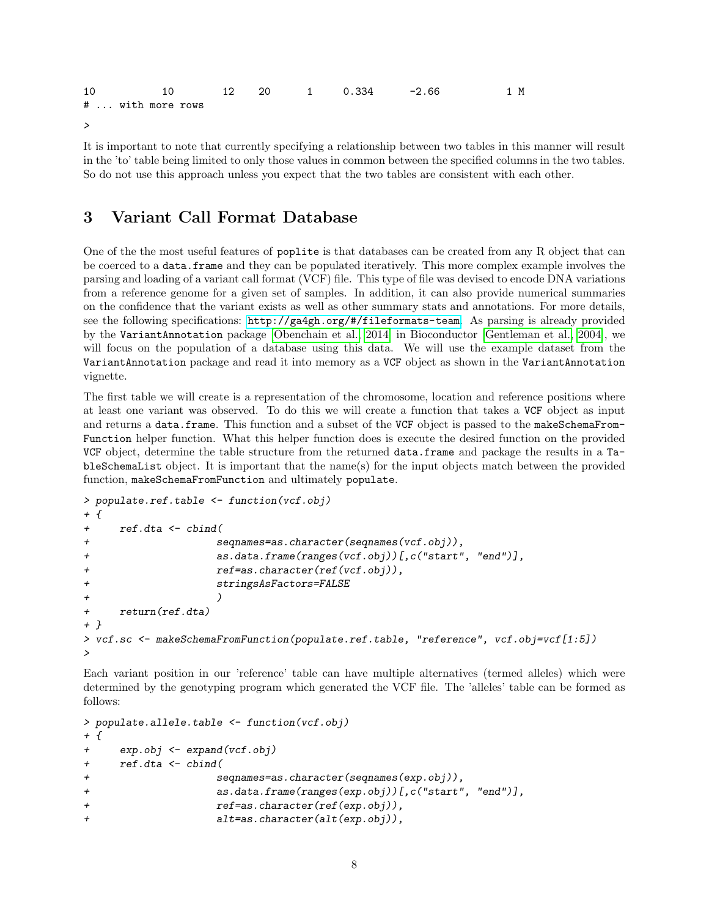```
10          10        12    20      1      0.334      -2.66           1 M
# ... with more rows
>
```

It is important to note that currently specifying a relationship between two tables in this manner will result in the 'to' table being limited to only those values in common between the specified columns in the two tables. So do not use this approach unless you expect that the two tables are consistent with each other.

## 3 Variant Call Format Database

One of the the most useful features of `poplite` is that databases can be created from any R object that can be coerced to a `data.frame` and they can be populated iteratively. This more complex example involves the parsing and loading of a variant call format (VCF) file. This type of file was devised to encode DNA variations from a reference genome for a given set of samples. In addition, it can also provide numerical summaries on the confidence that the variant exists as well as other summary stats and annotations. For more details, see the following specifications: http://ga4gh.org/#/fileformats-team. As parsing is already provided by the `VariantAnnotation` package [Obenchain et al., 2014] in Bioconductor [Gentleman et al., 2004], we will focus on the population of a database using this data. We will use the example dataset from the `VariantAnnotation` package and read it into memory as a `VCF` object as shown in the `VariantAnnotation` vignette.

The first table we will create is a representation of the chromosome, location and reference positions where at least one variant was observed. To do this we will create a function that takes a `VCF` object as input and returns a `data.frame`. This function and a subset of the `VCF` object is passed to the `makeSchemaFromFunction` helper function. What this helper function does is execute the desired function on the provided `VCF` object, determine the table structure from the returned `data.frame` and package the results in a `TableSchemaList` object. It is important that the name(s) for the input objects match between the provided function, `makeSchemaFromFunction` and ultimately `populate`.

```
> populate.ref.table <- function(vcf.obj)
+ {
+     ref.dta <- cbind(
+                     seqnames=as.character(seqnames(vcf.obj)),
+                     as.data.frame(ranges(vcf.obj))[,c("start", "end")],
+                     ref=as.character(ref(vcf.obj)),
+                     stringsAsFactors=FALSE
+                     )
+     return(ref.dta)
+ }
> vcf.sc <- makeSchemaFromFunction(populate.ref.table, "reference", vcf.obj=vcf[1:5])
>
```

Each variant position in our 'reference' table can have multiple alternatives (termed alleles) which were determined by the genotyping program which generated the VCF file. The 'alleles' table can be formed as follows:

```
> populate.allele.table <- function(vcf.obj)
+ {
+     exp.obj <- expand(vcf.obj)
+     ref.dta <- cbind(
+                     seqnames=as.character(seqnames(exp.obj)),
+                     as.data.frame(ranges(exp.obj))[,c("start", "end")],
+                     ref=as.character(ref(exp.obj)),
+                     alt=as.character(alt(exp.obj)),
```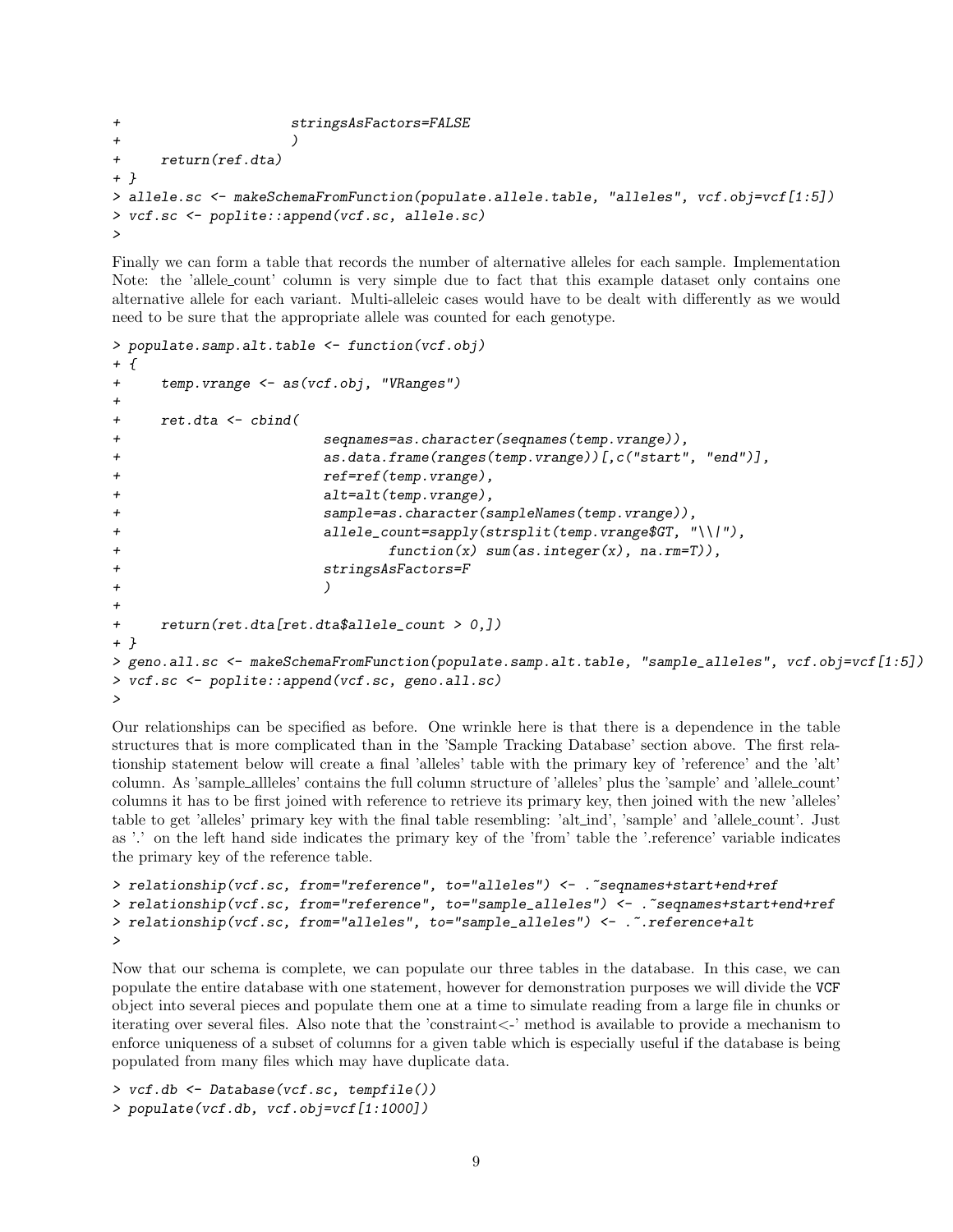```
+                     stringsAsFactors=FALSE
+                     )
+     return(ref.dta)
+ }
> allele.sc <- makeSchemaFromFunction(populate.allele.table, "alleles", vcf.obj=vcf[1:5])
> vcf.sc <- poplite::append(vcf.sc, allele.sc)
>
```

Finally we can form a table that records the number of alternative alleles for each sample. Implementation Note: the 'allele_count' column is very simple due to fact that this example dataset only contains one alternative allele for each variant. Multi-alleleic cases would have to be dealt with differently as we would need to be sure that the appropriate allele was counted for each genotype.

```
> populate.samp.alt.table <- function(vcf.obj)
+ {
+     temp.vrange <- as(vcf.obj, "VRanges")
+
+     ret.dta <- cbind(
+                       seqnames=as.character(seqnames(temp.vrange)),
+                       as.data.frame(ranges(temp.vrange))[,c("start", "end")],
+                       ref=ref(temp.vrange),
+                       alt=alt(temp.vrange),
+                       sample=as.character(sampleNames(temp.vrange)),
+                       allele_count=sapply(strsplit(temp.vrange$GT, "\\|"),
+                               function(x) sum(as.integer(x), na.rm=T)),
+                       stringsAsFactors=F
+                       )
+
+     return(ret.dta[ret.dta$allele_count > 0,])
+ }
> geno.all.sc <- makeSchemaFromFunction(populate.samp.alt.table, "sample_alleles", vcf.obj=vcf[1:5])
> vcf.sc <- poplite::append(vcf.sc, geno.all.sc)
>
```

Our relationships can be specified as before. One wrinkle here is that there is a dependence in the table structures that is more complicated than in the 'Sample Tracking Database' section above. The first relationship statement below will create a final 'alleles' table with the primary key of 'reference' and the 'alt' column. As 'sample_allleles' contains the full column structure of 'alleles' plus the 'sample' and 'allele_count' columns it has to be first joined with reference to retrieve its primary key, then joined with the new 'alleles' table to get 'alleles' primary key with the final table resembling: 'alt_ind', 'sample' and 'allele_count'. Just as '.' on the left hand side indicates the primary key of the 'from' table the '.reference' variable indicates the primary key of the reference table.

```
> relationship(vcf.sc, from="reference", to="alleles") <- .~seqnames+start+end+ref
> relationship(vcf.sc, from="reference", to="sample_alleles") <- .~seqnames+start+end+ref
> relationship(vcf.sc, from="alleles", to="sample_alleles") <- .~.reference+alt
>
```

Now that our schema is complete, we can populate our three tables in the database. In this case, we can populate the entire database with one statement, however for demonstration purposes we will divide the VCF object into several pieces and populate them one at a time to simulate reading from a large file in chunks or iterating over several files. Also note that the 'constraint<-' method is available to provide a mechanism to enforce uniqueness of a subset of columns for a given table which is especially useful if the database is being populated from many files which may have duplicate data.

```
> vcf.db <- Database(vcf.sc, tempfile())
> populate(vcf.db, vcf.obj=vcf[1:1000])
```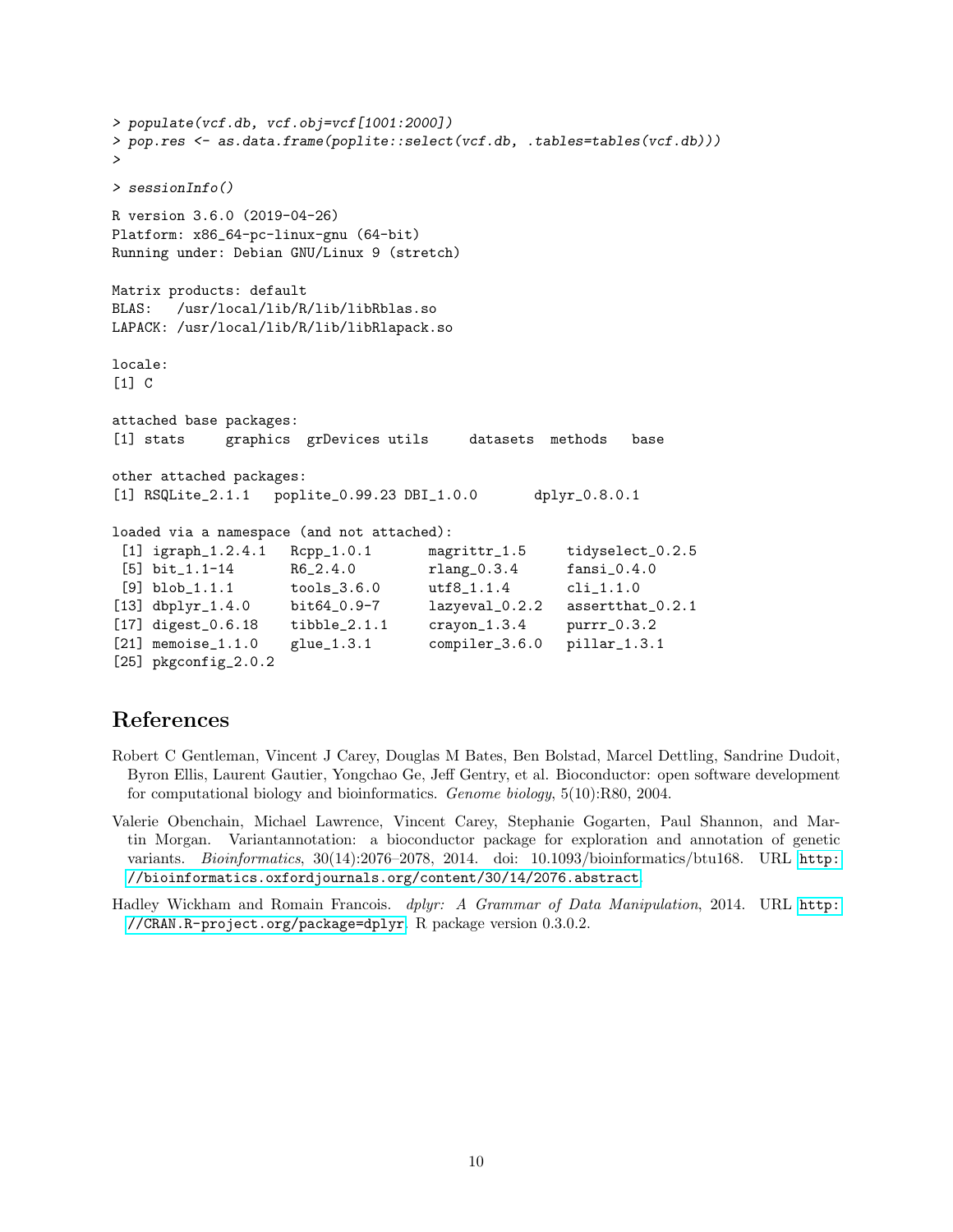```
> populate(vcf.db, vcf.obj=vcf[1001:2000])
> pop.res <- as.data.frame(poplite::select(vcf.db, .tables=tables(vcf.db)))
>
> sessionInfo()

R version 3.6.0 (2019-04-26)
Platform: x86_64-pc-linux-gnu (64-bit)
Running under: Debian GNU/Linux 9 (stretch)

Matrix products: default
BLAS:   /usr/local/lib/R/lib/libRblas.so
LAPACK: /usr/local/lib/R/lib/libRlapack.so

locale:
[1] C

attached base packages:
[1] stats     graphics  grDevices utils     datasets  methods   base

other attached packages:
[1] RSQLite_2.1.1   poplite_0.99.23 DBI_1.0.0       dplyr_0.8.0.1

loaded via a namespace (and not attached):
 [1] igraph_1.2.4.1   Rcpp_1.0.1       magrittr_1.5     tidyselect_0.2.5
 [5] bit_1.1-14       R6_2.4.0         rlang_0.3.4      fansi_0.4.0
 [9] blob_1.1.1       tools_3.6.0      utf8_1.1.4       cli_1.1.0
[13] dbplyr_1.4.0     bit64_0.9-7      lazyeval_0.2.2   assertthat_0.2.1
[17] digest_0.6.18    tibble_2.1.1     crayon_1.3.4     purrr_0.3.2
[21] memoise_1.1.0    glue_1.3.1       compiler_3.6.0   pillar_1.3.1
[25] pkgconfig_2.0.2
```

## References

Robert C Gentleman, Vincent J Carey, Douglas M Bates, Ben Bolstad, Marcel Dettling, Sandrine Dudoit, Byron Ellis, Laurent Gautier, Yongchao Ge, Jeff Gentry, et al. Bioconductor: open software development for computational biology and bioinformatics. *Genome biology*, 5(10):R80, 2004.

Valerie Obenchain, Michael Lawrence, Vincent Carey, Stephanie Gogarten, Paul Shannon, and Martin Morgan. Variantannotation: a bioconductor package for exploration and annotation of genetic variants. *Bioinformatics*, 30(14):2076–2078, 2014. doi: 10.1093/bioinformatics/btu168. URL http://bioinformatics.oxfordjournals.org/content/30/14/2076.abstract.

Hadley Wickham and Romain Francois. *dplyr: A Grammar of Data Manipulation*, 2014. URL http://CRAN.R-project.org/package=dplyr. R package version 0.3.0.2.